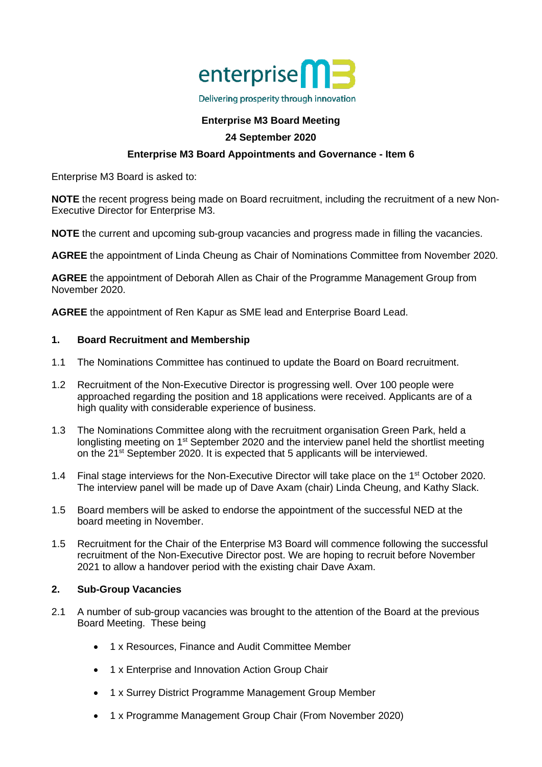enterprise M3

Delivering prosperity through innovation

**Enterprise M3 Board Meeting**

**24 September 2020**

**Enterprise M3 Board Appointments and Governance - Item 6**

Enterprise M3 Board is asked to:

**NOTE** the recent progress being made on Board recruitment, including the recruitment of a new Non-Executive Director for Enterprise M3.

**NOTE** the current and upcoming sub-group vacancies and progress made in filling the vacancies.

**AGREE** the appointment of Linda Cheung as Chair of Nominations Committee from November 2020.

**AGREE** the appointment of Deborah Allen as Chair of the Programme Management Group from November 2020.

**AGREE** the appointment of Ren Kapur as SME lead and Enterprise Board Lead.

## 1. Board Recruitment and Membership

1.1 The Nominations Committee has continued to update the Board on Board recruitment.

1.2 Recruitment of the Non-Executive Director is progressing well. Over 100 people were approached regarding the position and 18 applications were received. Applicants are of a high quality with considerable experience of business.

1.3 The Nominations Committee along with the recruitment organisation Green Park, held a longlisting meeting on 1st September 2020 and the interview panel held the shortlist meeting on the 21st September 2020. It is expected that 5 applicants will be interviewed.

1.4 Final stage interviews for the Non-Executive Director will take place on the 1st October 2020. The interview panel will be made up of Dave Axam (chair) Linda Cheung, and Kathy Slack.

1.5 Board members will be asked to endorse the appointment of the successful NED at the board meeting in November.

1.5 Recruitment for the Chair of the Enterprise M3 Board will commence following the successful recruitment of the Non-Executive Director post. We are hoping to recruit before November 2021 to allow a handover period with the existing chair Dave Axam.

## 2. Sub-Group Vacancies

2.1 A number of sub-group vacancies was brought to the attention of the Board at the previous Board Meeting. These being

- 1 x Resources, Finance and Audit Committee Member
- 1 x Enterprise and Innovation Action Group Chair
- 1 x Surrey District Programme Management Group Member
- 1 x Programme Management Group Chair (From November 2020)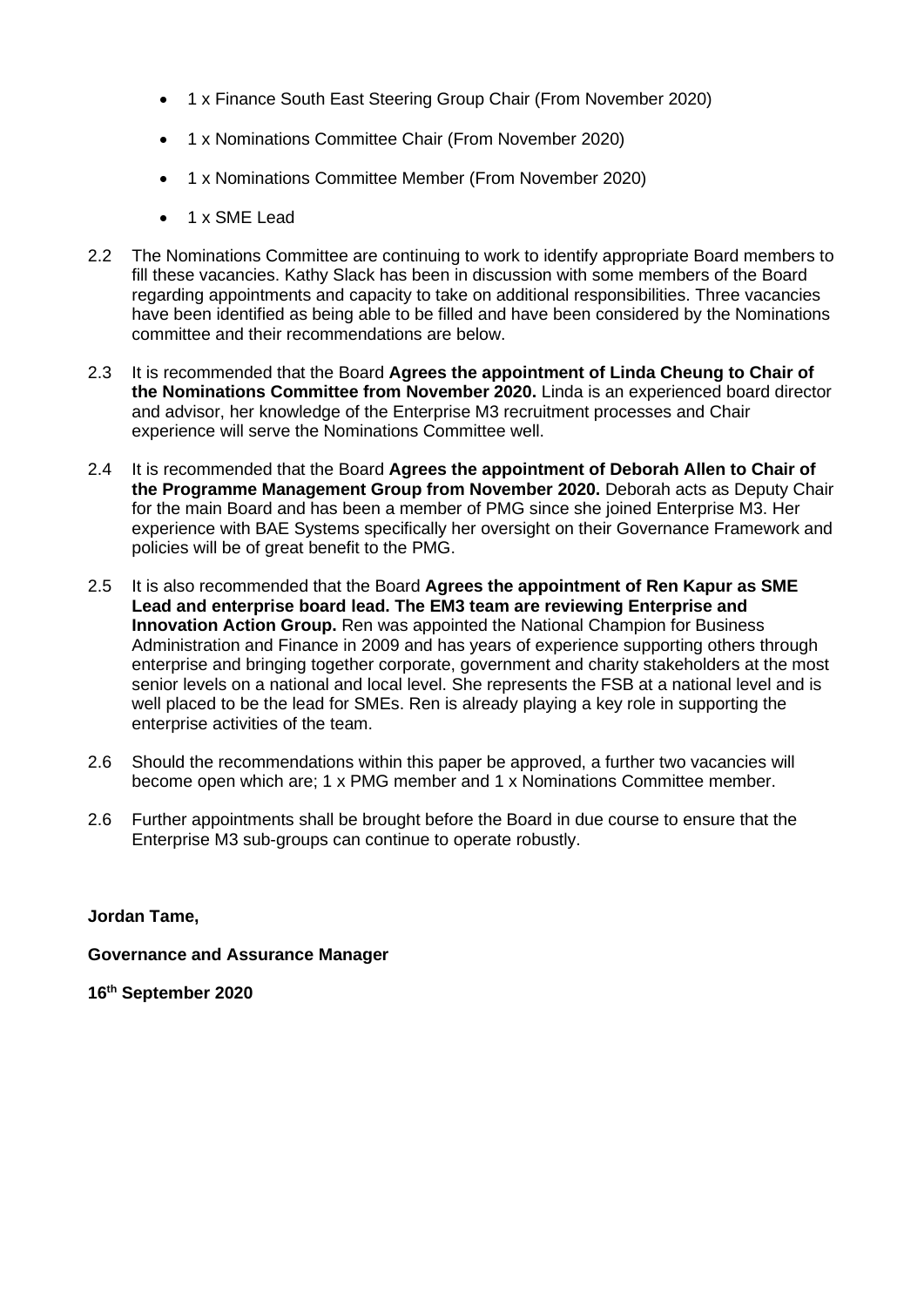- 1 x Finance South East Steering Group Chair (From November 2020)
- 1 x Nominations Committee Chair (From November 2020)
- 1 x Nominations Committee Member (From November 2020)
- 1 x SME Lead

2.2 The Nominations Committee are continuing to work to identify appropriate Board members to fill these vacancies. Kathy Slack has been in discussion with some members of the Board regarding appointments and capacity to take on additional responsibilities. Three vacancies have been identified as being able to be filled and have been considered by the Nominations committee and their recommendations are below.

2.3 It is recommended that the Board **Agrees the appointment of Linda Cheung to Chair of the Nominations Committee from November 2020.** Linda is an experienced board director and advisor, her knowledge of the Enterprise M3 recruitment processes and Chair experience will serve the Nominations Committee well.

2.4 It is recommended that the Board **Agrees the appointment of Deborah Allen to Chair of the Programme Management Group from November 2020.** Deborah acts as Deputy Chair for the main Board and has been a member of PMG since she joined Enterprise M3. Her experience with BAE Systems specifically her oversight on their Governance Framework and policies will be of great benefit to the PMG.

2.5 It is also recommended that the Board **Agrees the appointment of Ren Kapur as SME Lead and enterprise board lead. The EM3 team are reviewing Enterprise and Innovation Action Group.** Ren was appointed the National Champion for Business Administration and Finance in 2009 and has years of experience supporting others through enterprise and bringing together corporate, government and charity stakeholders at the most senior levels on a national and local level. She represents the FSB at a national level and is well placed to be the lead for SMEs. Ren is already playing a key role in supporting the enterprise activities of the team.

2.6 Should the recommendations within this paper be approved, a further two vacancies will become open which are; 1 x PMG member and 1 x Nominations Committee member.

2.6 Further appointments shall be brought before the Board in due course to ensure that the Enterprise M3 sub-groups can continue to operate robustly.

**Jordan Tame,**

**Governance and Assurance Manager**

**16th September 2020**